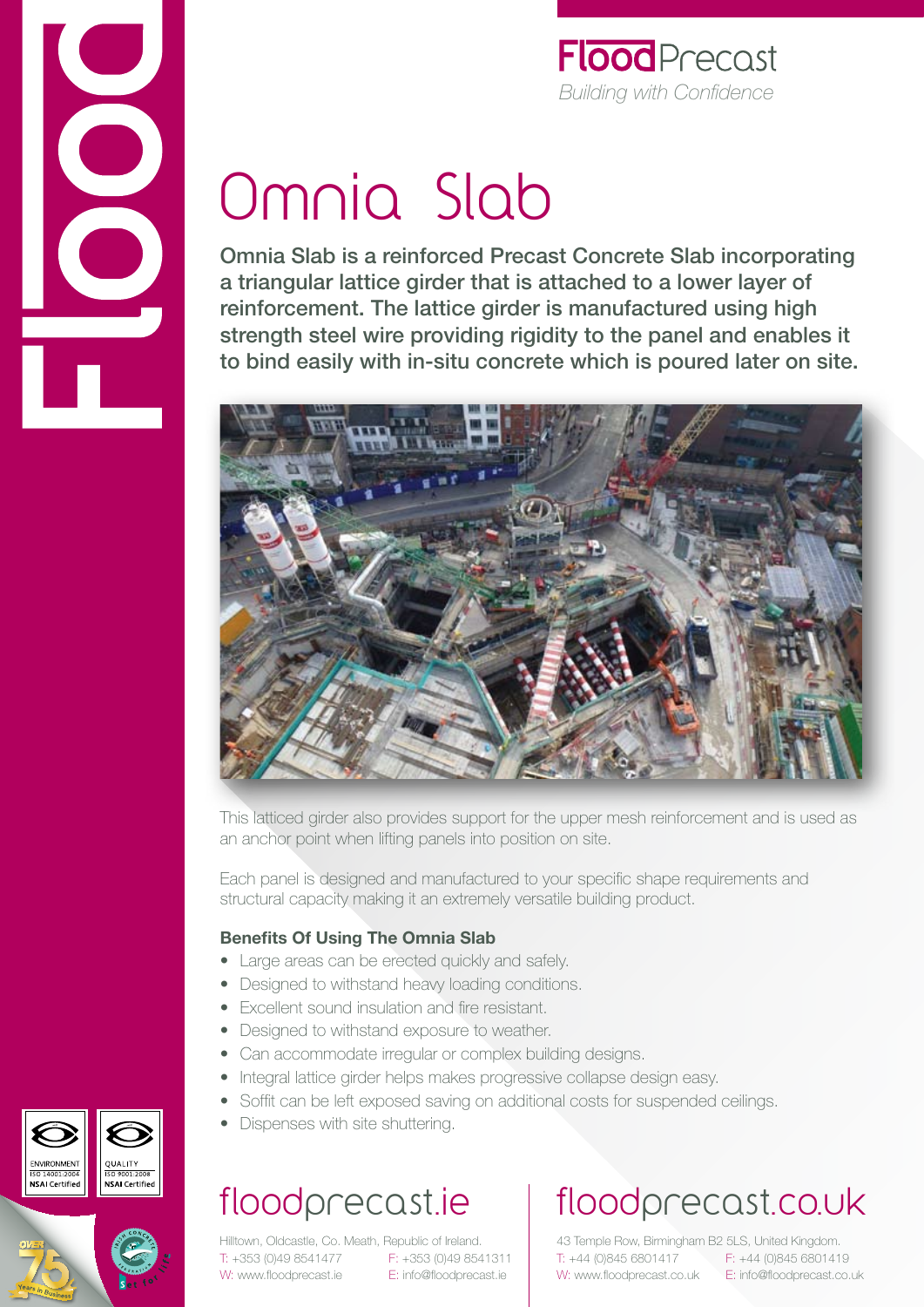**FloodPrecast**
*Building with Confidence*

# Omnia Slab

**Omnia Slab is a reinforced Precast Concrete Slab incorporating a triangular lattice girder that is attached to a lower layer of reinforcement. The lattice girder is manufactured using high strength steel wire providing rigidity to the panel and enables it to bind easily with in-situ concrete which is poured later on site.**

This latticed girder also provides support for the upper mesh reinforcement and is used as an anchor point when lifting panels into position on site.

Each panel is designed and manufactured to your specific shape requirements and structural capacity making it an extremely versatile building product.

### Benefits Of Using The Omnia Slab

- Large areas can be erected quickly and safely.
- Designed to withstand heavy loading conditions.
- Excellent sound insulation and fire resistant.
- Designed to withstand exposure to weather.
- Can accommodate irregular or complex building designs.
- Integral lattice girder helps makes progressive collapse design easy.
- Soffit can be left exposed saving on additional costs for suspended ceilings.
- Dispenses with site shuttering.

ENVIRONMENT ISO 14001:2004 NSAI Certified

QUALITY ISO 9001:2008 NSAI Certified

## floodprecast.ie

Hilltown, Oldcastle, Co. Meath, Republic of Ireland.
T: +353 (0)49 8541477 F: +353 (0)49 8541311
W: www.floodprecast.ie E: info@floodprecast.ie

## floodprecast.co.uk

43 Temple Row, Birmingham B2 5LS, United Kingdom.
T: +44 (0)845 6801417 F: +44 (0)845 6801419
W: www.floodprecast.co.uk E: info@floodprecast.co.uk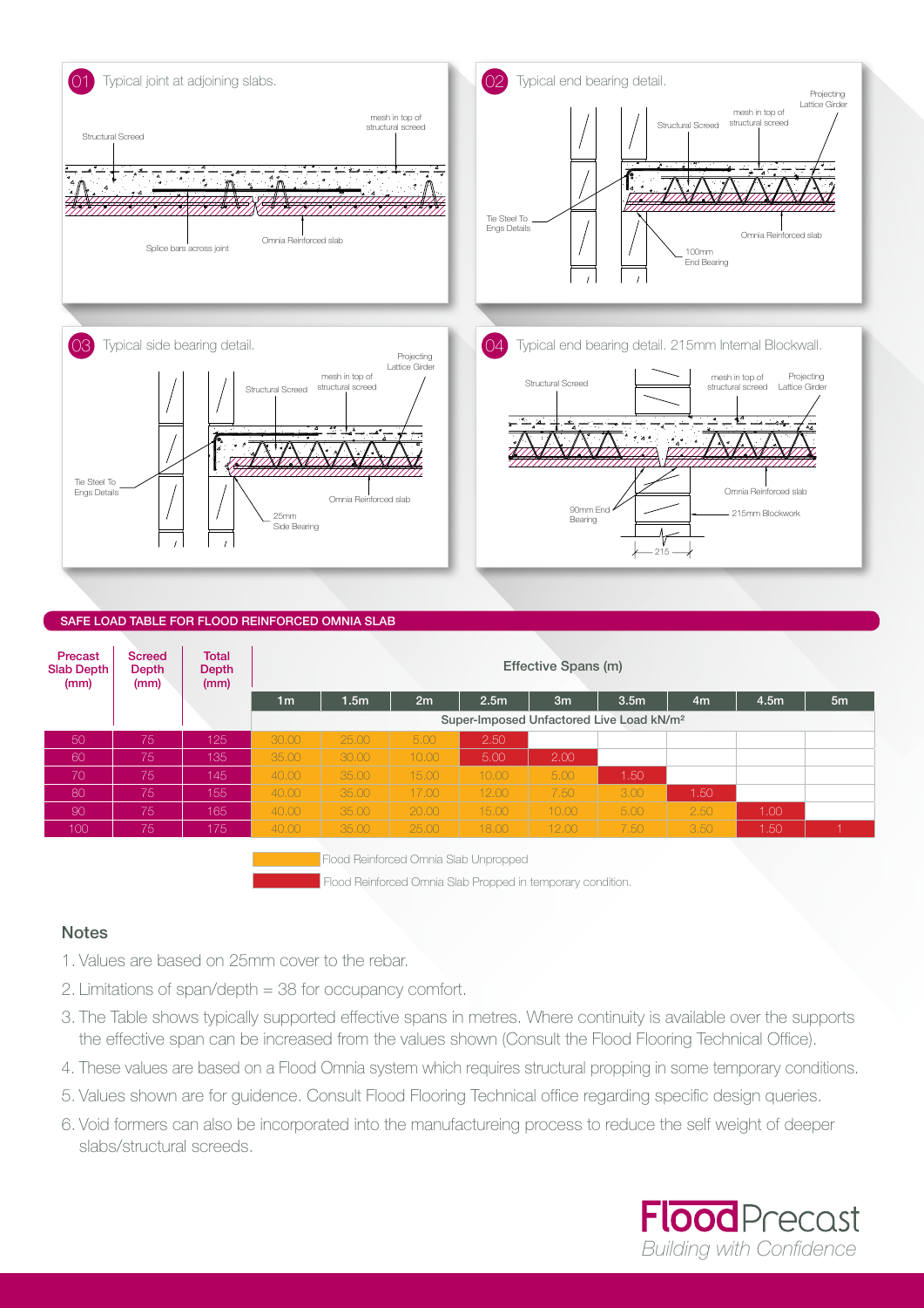01 Typical joint at adjoining slabs.

Structural Screed

mesh in top of structural screed

Splice bars across joint

Omnia Reinforced slab

02 Typical end bearing detail.

Projecting Lattice Girder

Structural Screed

mesh in top of structural screed

Tie Steel To Engs Details

Omnia Reinforced slab

100mm End Bearing

03 Typical side bearing detail.

Projecting Lattice Girder

Structural Screed

mesh in top of structural screed

Tie Steel To Engs Details

Omnia Reinforced slab

25mm Side Bearing

04 Typical end bearing detail. 215mm Internal Blockwall.

Structural Screed

mesh in top of structural screed

Projecting Lattice Girder

Omnia Reinforced slab

90mm End Bearing

215mm Blockwork

215

## SAFE LOAD TABLE FOR FLOOD REINFORCED OMNIA SLAB

| Precast Slab Depth (mm) | Screed Depth (mm) | Total Depth (mm) | Effective Spans (m) | | | | | | | | |
|---|---|---|---|---|---|---|---|---|---|---|---|
| | | | 1m | 1.5m | 2m | 2.5m | 3m | 3.5m | 4m | 4.5m | 5m |
| | | | Super-Imposed Unfactored Live Load kN/m² | | | | | | | | |
| 50 | 75 | 125 | 30.00 | 25.00 | 5.00 | 2.50 | | | | | |
| 60 | 75 | 135 | 35.00 | 30.00 | 10.00 | 5.00 | 2.00 | | | | |
| 70 | 75 | 145 | 40.00 | 35.00 | 15.00 | 10.00 | 5.00 | 1.50 | | | |
| 80 | 75 | 155 | 40.00 | 35.00 | 17.00 | 12.00 | 7.50 | 3.00 | 1.50 | | |
| 90 | 75 | 165 | 40.00 | 35.00 | 20.00 | 15.00 | 10.00 | 5.00 | 2.50 | 1.00 | |
| 100 | 75 | 175 | 40.00 | 35.00 | 25.00 | 18.00 | 12.00 | 7.50 | 3.50 | 1.50 | 1 |

Flood Reinforced Omnia Slab Unpropped

Flood Reinforced Omnia Slab Propped in temporary condition.

## Notes

1. Values are based on 25mm cover to the rebar.
2. Limitations of span/depth = 38 for occupancy comfort.
3. The Table shows typically supported effective spans in metres. Where continuity is available over the supports the effective span can be increased from the values shown (Consult the Flood Flooring Technical Office).
4. These values are based on a Flood Omnia system which requires structural propping in some temporary conditions.
5. Values shown are for guidence. Consult Flood Flooring Technical office regarding specific design queries.
6. Void formers can also be incorporated into the manufactureing process to reduce the self weight of deeper slabs/structural screeds.

**Flood** Precast

*Building with Confidence*